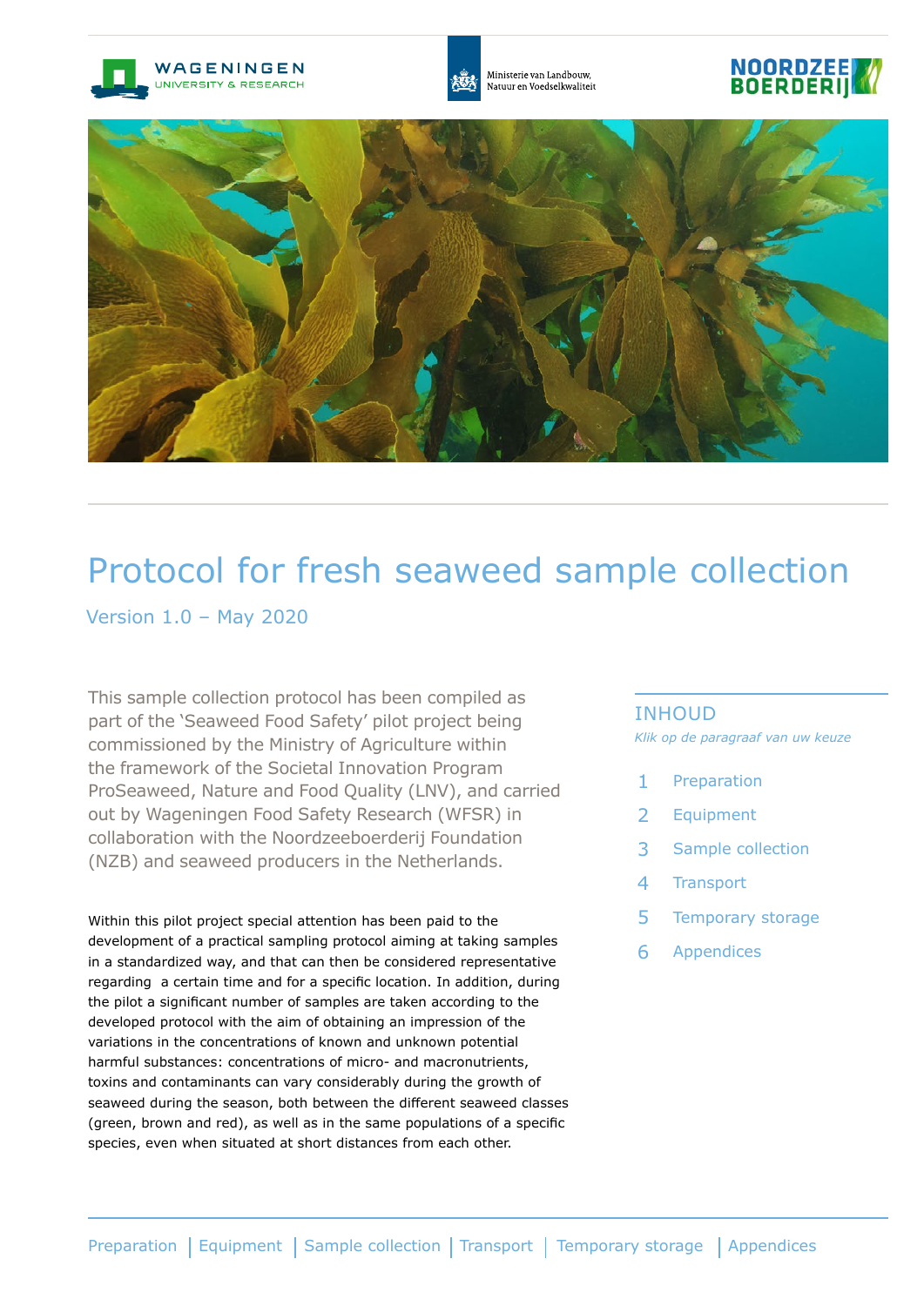# Protocol for fresh seaweed sample collection

Version 1.0 – May 2020

This sample collection protocol has been compiled as part of the 'Seaweed Food Safety' pilot project being commissioned by the Ministry of Agriculture within the framework of the Societal Innovation Program ProSeaweed, Nature and Food Quality (LNV), and carried out by Wageningen Food Safety Research (WFSR) in collaboration with the Noordzeeboerderij Foundation (NZB) and seaweed producers in the Netherlands.

Within this pilot project special attention has been paid to the development of a practical sampling protocol aiming at taking samples in a standardized way, and that can then be considered representative regarding a certain time and for a specific location. In addition, during the pilot a significant number of samples are taken according to the developed protocol with the aim of obtaining an impression of the variations in the concentrations of known and unknown potential harmful substances: concentrations of micro- and macronutrients, toxins and contaminants can vary considerably during the growth of seaweed during the season, both between the different seaweed classes (green, brown and red), as well as in the same populations of a specific species, even when situated at short distances from each other.

## INHOUD

*Klik op de paragraaf van uw keuze*

1. Preparation
2. Equipment
3. Sample collection
4. Transport
5. Temporary storage
6. Appendices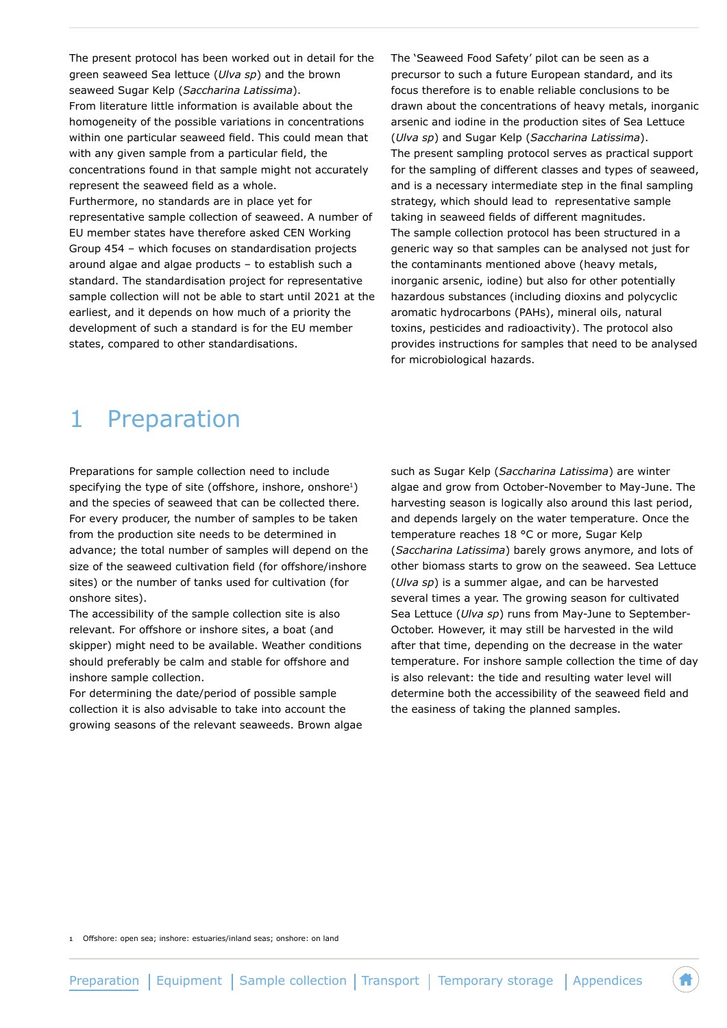The present protocol has been worked out in detail for the green seaweed Sea lettuce (*Ulva sp*) and the brown seaweed Sugar Kelp (*Saccharina Latissima*).
From literature little information is available about the homogeneity of the possible variations in concentrations within one particular seaweed field. This could mean that with any given sample from a particular field, the concentrations found in that sample might not accurately represent the seaweed field as a whole.
Furthermore, no standards are in place yet for representative sample collection of seaweed. A number of EU member states have therefore asked CEN Working Group 454 – which focuses on standardisation projects around algae and algae products – to establish such a standard. The standardisation project for representative sample collection will not be able to start until 2021 at the earliest, and it depends on how much of a priority the development of such a standard is for the EU member states, compared to other standardisations.

The 'Seaweed Food Safety' pilot can be seen as a precursor to such a future European standard, and its focus therefore is to enable reliable conclusions to be drawn about the concentrations of heavy metals, inorganic arsenic and iodine in the production sites of Sea Lettuce (*Ulva sp*) and Sugar Kelp (*Saccharina Latissima*).
The present sampling protocol serves as practical support for the sampling of different classes and types of seaweed, and is a necessary intermediate step in the final sampling strategy, which should lead to representative sample taking in seaweed fields of different magnitudes.
The sample collection protocol has been structured in a generic way so that samples can be analysed not just for the contaminants mentioned above (heavy metals, inorganic arsenic, iodine) but also for other potentially hazardous substances (including dioxins and polycyclic aromatic hydrocarbons (PAHs), mineral oils, natural toxins, pesticides and radioactivity). The protocol also provides instructions for samples that need to be analysed for microbiological hazards.

# 1 Preparation

Preparations for sample collection need to include specifying the type of site (offshore, inshore, onshore[1]) and the species of seaweed that can be collected there. For every producer, the number of samples to be taken from the production site needs to be determined in advance; the total number of samples will depend on the size of the seaweed cultivation field (for offshore/inshore sites) or the number of tanks used for cultivation (for onshore sites).
The accessibility of the sample collection site is also relevant. For offshore or inshore sites, a boat (and skipper) might need to be available. Weather conditions should preferably be calm and stable for offshore and inshore sample collection.
For determining the date/period of possible sample collection it is also advisable to take into account the growing seasons of the relevant seaweeds. Brown algae such as Sugar Kelp (*Saccharina Latissima*) are winter algae and grow from October-November to May-June. The harvesting season is logically also around this last period, and depends largely on the water temperature. Once the temperature reaches 18 °C or more, Sugar Kelp (*Saccharina Latissima*) barely grows anymore, and lots of other biomass starts to grow on the seaweed. Sea Lettuce (*Ulva sp*) is a summer algae, and can be harvested several times a year. The growing season for cultivated Sea Lettuce (*Ulva sp*) runs from May-June to September-October. However, it may still be harvested in the wild after that time, depending on the decrease in the water temperature. For inshore sample collection the time of day is also relevant: the tide and resulting water level will determine both the accessibility of the seaweed field and the easiness of taking the planned samples.

[1] Offshore: open sea; inshore: estuaries/inland seas; onshore: on land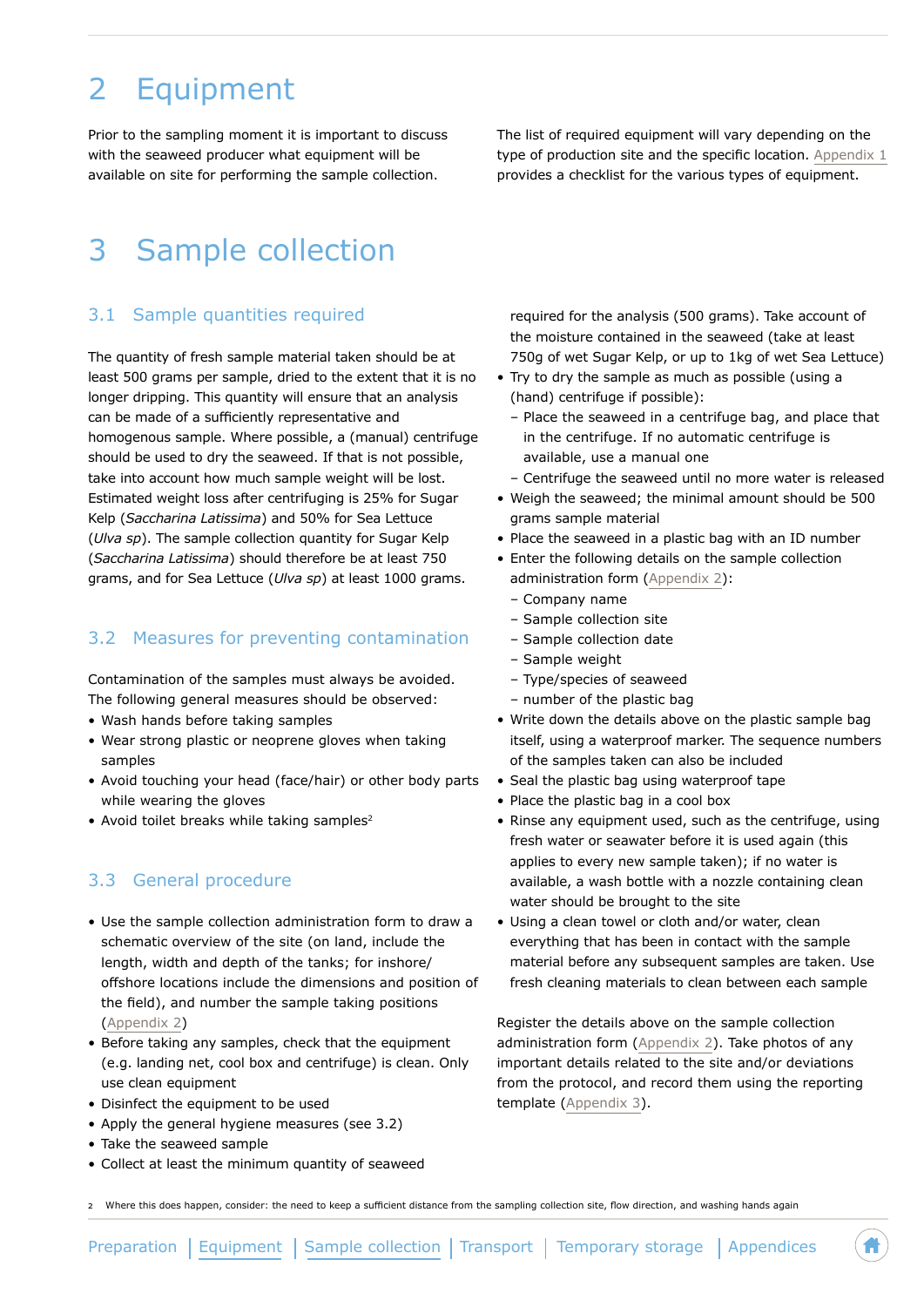# 2 Equipment

Prior to the sampling moment it is important to discuss with the seaweed producer what equipment will be available on site for performing the sample collection.

The list of required equipment will vary depending on the type of production site and the specific location. Appendix 1 provides a checklist for the various types of equipment.

# 3 Sample collection

## 3.1 Sample quantities required

The quantity of fresh sample material taken should be at least 500 grams per sample, dried to the extent that it is no longer dripping. This quantity will ensure that an analysis can be made of a sufficiently representative and homogenous sample. Where possible, a (manual) centrifuge should be used to dry the seaweed. If that is not possible, take into account how much sample weight will be lost. Estimated weight loss after centrifuging is 25% for Sugar Kelp (*Saccharina Latissima*) and 50% for Sea Lettuce (*Ulva sp*). The sample collection quantity for Sugar Kelp (*Saccharina Latissima*) should therefore be at least 750 grams, and for Sea Lettuce (*Ulva sp*) at least 1000 grams.

## 3.2 Measures for preventing contamination

Contamination of the samples must always be avoided. The following general measures should be observed:

- Wash hands before taking samples
- Wear strong plastic or neoprene gloves when taking samples
- Avoid touching your head (face/hair) or other body parts while wearing the gloves
- Avoid toilet breaks while taking samples[2]

## 3.3 General procedure

- Use the sample collection administration form to draw a schematic overview of the site (on land, include the length, width and depth of the tanks; for inshore/offshore locations include the dimensions and position of the field), and number the sample taking positions (Appendix 2)
- Before taking any samples, check that the equipment (e.g. landing net, cool box and centrifuge) is clean. Only use clean equipment
- Disinfect the equipment to be used
- Apply the general hygiene measures (see 3.2)
- Take the seaweed sample
- Collect at least the minimum quantity of seaweed required for the analysis (500 grams). Take account of the moisture contained in the seaweed (take at least 750g of wet Sugar Kelp, or up to 1kg of wet Sea Lettuce)
- Try to dry the sample as much as possible (using a (hand) centrifuge if possible):
  - Place the seaweed in a centrifuge bag, and place that in the centrifuge. If no automatic centrifuge is available, use a manual one
  - Centrifuge the seaweed until no more water is released
- Weigh the seaweed; the minimal amount should be 500 grams sample material
- Place the seaweed in a plastic bag with an ID number
- Enter the following details on the sample collection administration form (Appendix 2):
  - Company name
  - Sample collection site
  - Sample collection date
  - Sample weight
  - Type/species of seaweed
  - number of the plastic bag
- Write down the details above on the plastic sample bag itself, using a waterproof marker. The sequence numbers of the samples taken can also be included
- Seal the plastic bag using waterproof tape
- Place the plastic bag in a cool box
- Rinse any equipment used, such as the centrifuge, using fresh water or seawater before it is used again (this applies to every new sample taken); if no water is available, a wash bottle with a nozzle containing clean water should be brought to the site
- Using a clean towel or cloth and/or water, clean everything that has been in contact with the sample material before any subsequent samples are taken. Use fresh cleaning materials to clean between each sample

Register the details above on the sample collection administration form (Appendix 2). Take photos of any important details related to the site and/or deviations from the protocol, and record them using the reporting template (Appendix 3).

[2] Where this does happen, consider: the need to keep a sufficient distance from the sampling collection site, flow direction, and washing hands again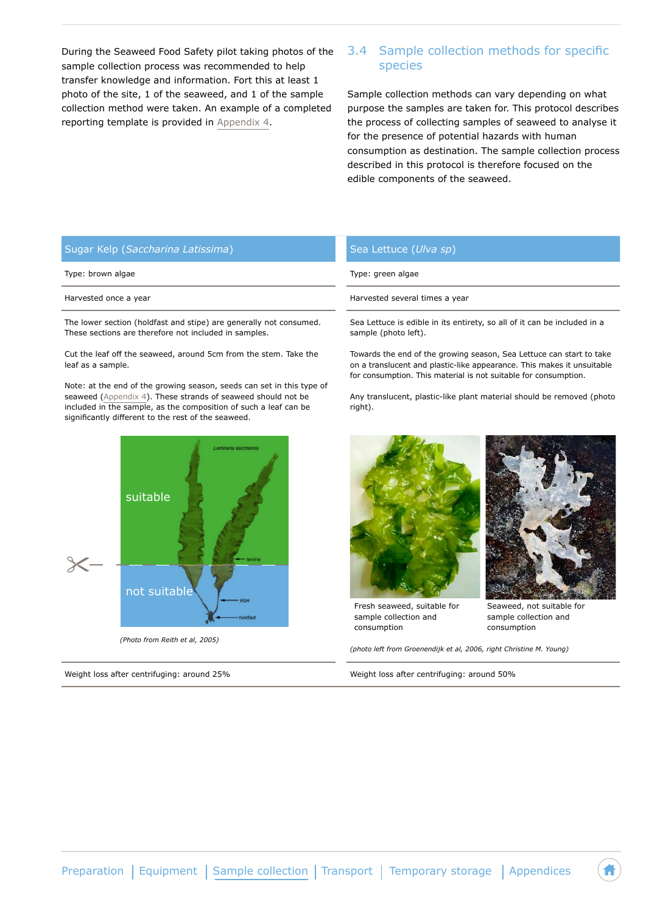During the Seaweed Food Safety pilot taking photos of the sample collection process was recommended to help transfer knowledge and information. Fort this at least 1 photo of the site, 1 of the seaweed, and 1 of the sample collection method were taken. An example of a completed reporting template is provided in Appendix 4.

## 3.4 Sample collection methods for specific species

Sample collection methods can vary depending on what purpose the samples are taken for. This protocol describes the process of collecting samples of seaweed to analyse it for the presence of potential hazards with human consumption as destination. The sample collection process described in this protocol is therefore focused on the edible components of the seaweed.

### Sugar Kelp (*Saccharina Latissima*)

Type: brown algae

Harvested once a year

The lower section (holdfast and stipe) are generally not consumed. These sections are therefore not included in samples.

Cut the leaf off the seaweed, around 5cm from the stem. Take the leaf as a sample.

Note: at the end of the growing season, seeds can set in this type of seaweed (Appendix 4). These strands of seaweed should not be included in the sample, as the composition of such a leaf can be significantly different to the rest of the seaweed.

Laminaria saccharina

suitable

lamina

not suitable

stipe

holdfast

(Photo from Reith et al, 2005)

Weight loss after centrifuging: around 25%

### Sea Lettuce (*Ulva sp*)

Type: green algae

Harvested several times a year

Sea Lettuce is edible in its entirety, so all of it can be included in a sample (photo left).

Towards the end of the growing season, Sea Lettuce can start to take on a translucent and plastic-like appearance. This makes it unsuitable for consumption. This material is not suitable for consumption.

Any translucent, plastic-like plant material should be removed (photo right).

Fresh seaweed, suitable for sample collection and consumption

Seaweed, not suitable for sample collection and consumption

(photo left from Groenendijk et al, 2006, right Christine M. Young)

Weight loss after centrifuging: around 50%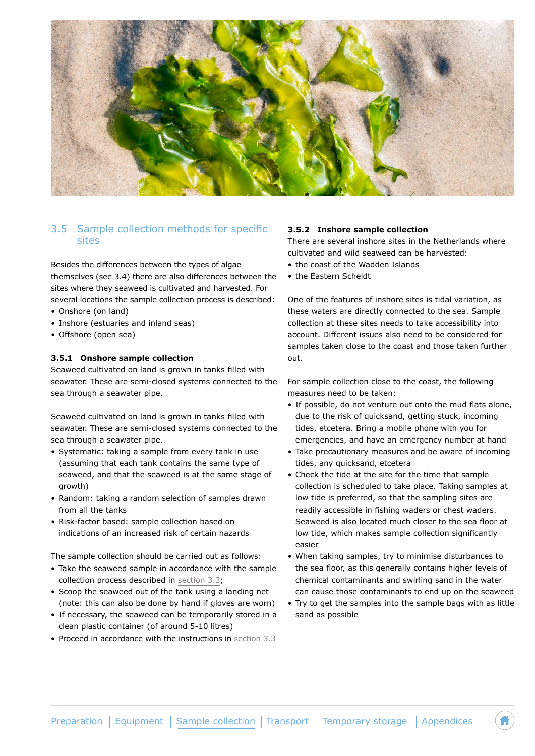## 3.5 Sample collection methods for specific sites

Besides the differences between the types of algae themselves (see 3.4) there are also differences between the sites where they seaweed is cultivated and harvested. For several locations the sample collection process is described:

- Onshore (on land)
- Inshore (estuaries and inland seas)
- Offshore (open sea)

### 3.5.1 Onshore sample collection

Seaweed cultivated on land is grown in tanks filled with seawater. These are semi-closed systems connected to the sea through a seawater pipe.

Seaweed cultivated on land is grown in tanks filled with seawater. These are semi-closed systems connected to the sea through a seawater pipe.

- Systematic: taking a sample from every tank in use (assuming that each tank contains the same type of seaweed, and that the seaweed is at the same stage of growth)
- Random: taking a random selection of samples drawn from all the tanks
- Risk-factor based: sample collection based on indications of an increased risk of certain hazards

The sample collection should be carried out as follows:

- Take the seaweed sample in accordance with the sample collection process described in section 3.3;
- Scoop the seaweed out of the tank using a landing net (note: this can also be done by hand if gloves are worn)
- If necessary, the seaweed can be temporarily stored in a clean plastic container (of around 5-10 litres)
- Proceed in accordance with the instructions in section 3.3

### 3.5.2 Inshore sample collection

There are several inshore sites in the Netherlands where cultivated and wild seaweed can be harvested:

- the coast of the Wadden Islands
- the Eastern Scheldt

One of the features of inshore sites is tidal variation, as these waters are directly connected to the sea. Sample collection at these sites needs to take accessibility into account. Different issues also need to be considered for samples taken close to the coast and those taken further out.

For sample collection close to the coast, the following measures need to be taken:

- If possible, do not venture out onto the mud flats alone, due to the risk of quicksand, getting stuck, incoming tides, etcetera. Bring a mobile phone with you for emergencies, and have an emergency number at hand
- Take precautionary measures and be aware of incoming tides, any quicksand, etcetera
- Check the tide at the site for the time that sample collection is scheduled to take place. Taking samples at low tide is preferred, so that the sampling sites are readily accessible in fishing waders or chest waders. Seaweed is also located much closer to the sea floor at low tide, which makes sample collection significantly easier
- When taking samples, try to minimise disturbances to the sea floor, as this generally contains higher levels of chemical contaminants and swirling sand in the water can cause those contaminants to end up on the seaweed
- Try to get the samples into the sample bags with as little sand as possible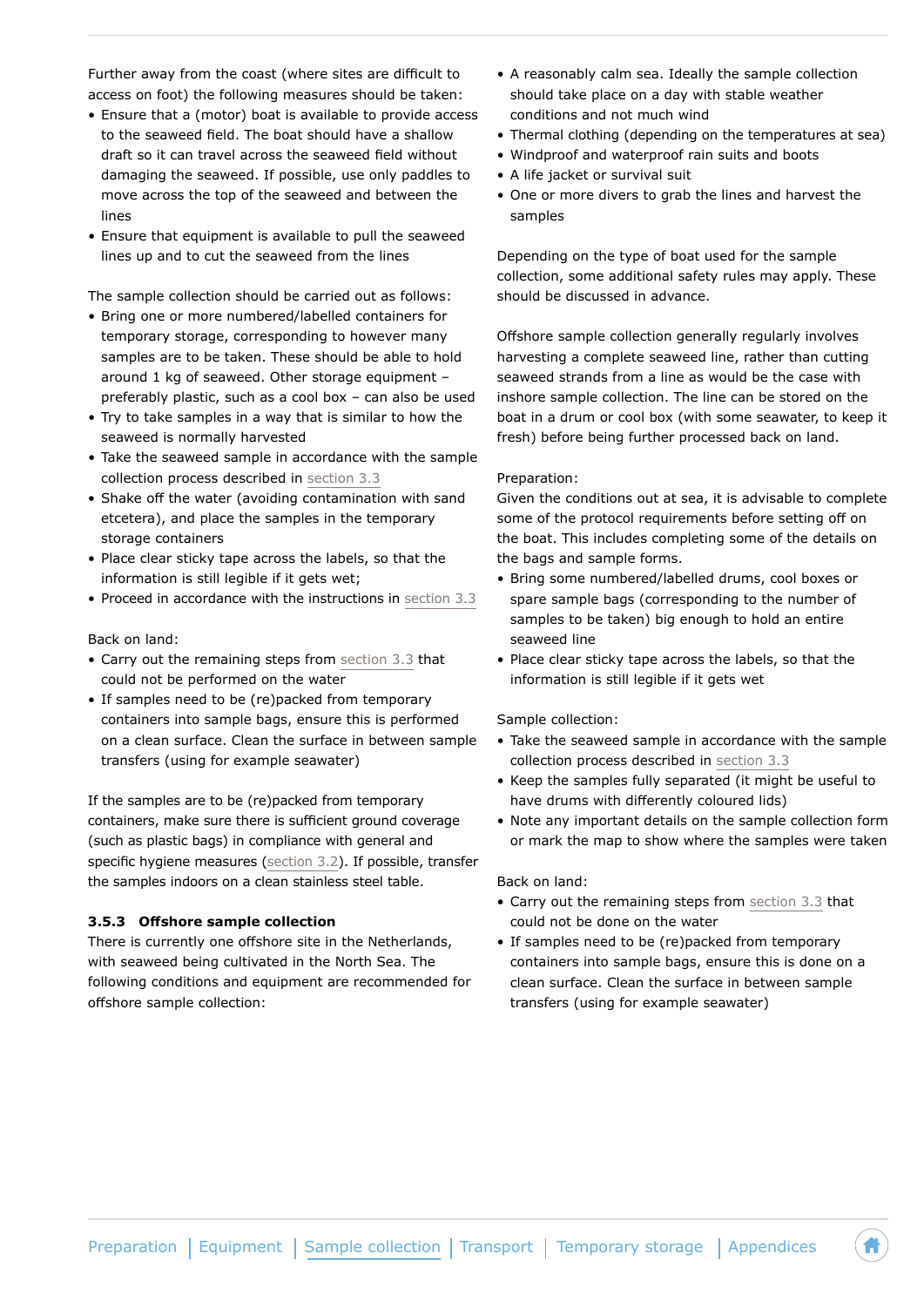Further away from the coast (where sites are difficult to access on foot) the following measures should be taken:

- Ensure that a (motor) boat is available to provide access to the seaweed field. The boat should have a shallow draft so it can travel across the seaweed field without damaging the seaweed. If possible, use only paddles to move across the top of the seaweed and between the lines
- Ensure that equipment is available to pull the seaweed lines up and to cut the seaweed from the lines

The sample collection should be carried out as follows:

- Bring one or more numbered/labelled containers for temporary storage, corresponding to however many samples are to be taken. These should be able to hold around 1 kg of seaweed. Other storage equipment – preferably plastic, such as a cool box – can also be used
- Try to take samples in a way that is similar to how the seaweed is normally harvested
- Take the seaweed sample in accordance with the sample collection process described in section 3.3
- Shake off the water (avoiding contamination with sand etcetera), and place the samples in the temporary storage containers
- Place clear sticky tape across the labels, so that the information is still legible if it gets wet;
- Proceed in accordance with the instructions in section 3.3

Back on land:

- Carry out the remaining steps from section 3.3 that could not be performed on the water
- If samples need to be (re)packed from temporary containers into sample bags, ensure this is performed on a clean surface. Clean the surface in between sample transfers (using for example seawater)

If the samples are to be (re)packed from temporary containers, make sure there is sufficient ground coverage (such as plastic bags) in compliance with general and specific hygiene measures (section 3.2). If possible, transfer the samples indoors on a clean stainless steel table.

### 3.5.3 Offshore sample collection

There is currently one offshore site in the Netherlands, with seaweed being cultivated in the North Sea. The following conditions and equipment are recommended for offshore sample collection:

- A reasonably calm sea. Ideally the sample collection should take place on a day with stable weather conditions and not much wind
- Thermal clothing (depending on the temperatures at sea)
- Windproof and waterproof rain suits and boots
- A life jacket or survival suit
- One or more divers to grab the lines and harvest the samples

Depending on the type of boat used for the sample collection, some additional safety rules may apply. These should be discussed in advance.

Offshore sample collection generally regularly involves harvesting a complete seaweed line, rather than cutting seaweed strands from a line as would be the case with inshore sample collection. The line can be stored on the boat in a drum or cool box (with some seawater, to keep it fresh) before being further processed back on land.

Preparation:
Given the conditions out at sea, it is advisable to complete some of the protocol requirements before setting off on the boat. This includes completing some of the details on the bags and sample forms.

- Bring some numbered/labelled drums, cool boxes or spare sample bags (corresponding to the number of samples to be taken) big enough to hold an entire seaweed line
- Place clear sticky tape across the labels, so that the information is still legible if it gets wet

Sample collection:

- Take the seaweed sample in accordance with the sample collection process described in section 3.3
- Keep the samples fully separated (it might be useful to have drums with differently coloured lids)
- Note any important details on the sample collection form or mark the map to show where the samples were taken

Back on land:

- Carry out the remaining steps from section 3.3 that could not be done on the water
- If samples need to be (re)packed from temporary containers into sample bags, ensure this is done on a clean surface. Clean the surface in between sample transfers (using for example seawater)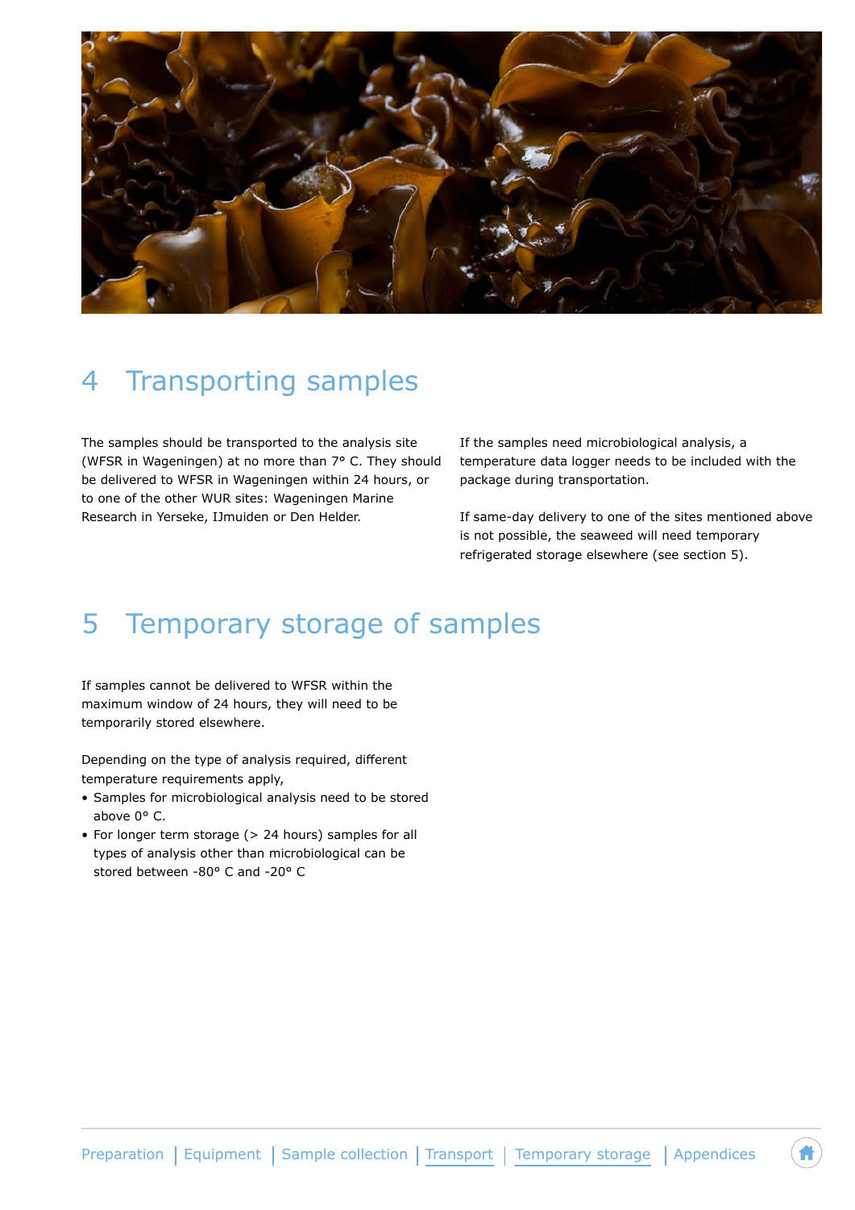# 4 Transporting samples

The samples should be transported to the analysis site (WFSR in Wageningen) at no more than 7° C. They should be delivered to WFSR in Wageningen within 24 hours, or to one of the other WUR sites: Wageningen Marine Research in Yerseke, IJmuiden or Den Helder.

If the samples need microbiological analysis, a temperature data logger needs to be included with the package during transportation.

If same-day delivery to one of the sites mentioned above is not possible, the seaweed will need temporary refrigerated storage elsewhere (see section 5).

# 5 Temporary storage of samples

If samples cannot be delivered to WFSR within the maximum window of 24 hours, they will need to be temporarily stored elsewhere.

Depending on the type of analysis required, different temperature requirements apply,

- Samples for microbiological analysis need to be stored above 0° C.
- For longer term storage (> 24 hours) samples for all types of analysis other than microbiological can be stored between -80° C and -20° C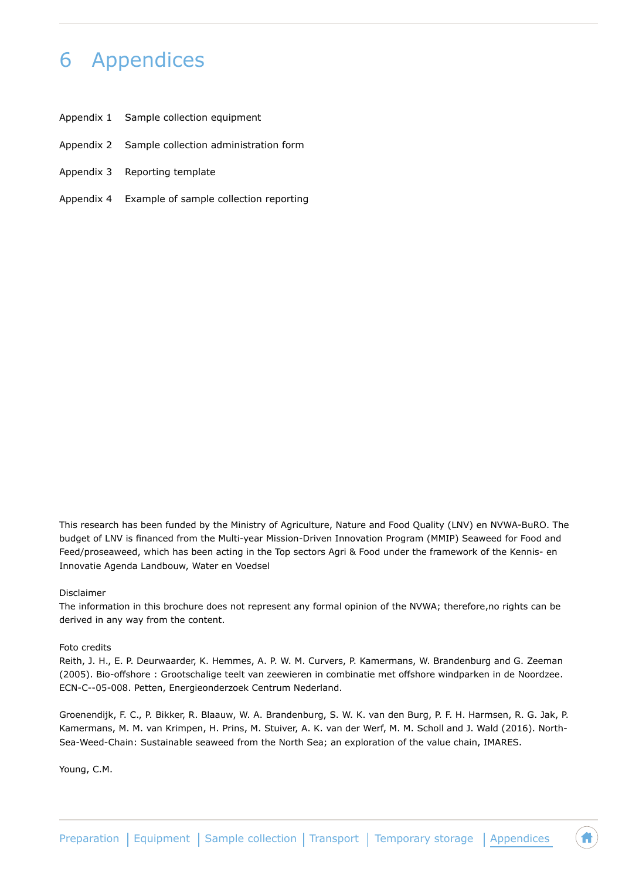# 6 Appendices

Appendix 1 Sample collection equipment

Appendix 2 Sample collection administration form

Appendix 3 Reporting template

Appendix 4 Example of sample collection reporting

This research has been funded by the Ministry of Agriculture, Nature and Food Quality (LNV) en NVWA-BuRO. The budget of LNV is financed from the Multi-year Mission-Driven Innovation Program (MMIP) Seaweed for Food and Feed/proseaweed, which has been acting in the Top sectors Agri & Food under the framework of the Kennis- en Innovatie Agenda Landbouw, Water en Voedsel

Disclaimer
The information in this brochure does not represent any formal opinion of the NVWA; therefore,no rights can be derived in any way from the content.

Foto credits
Reith, J. H., E. P. Deurwaarder, K. Hemmes, A. P. W. M. Curvers, P. Kamermans, W. Brandenburg and G. Zeeman (2005). Bio-offshore : Grootschalige teelt van zeewieren in combinatie met offshore windparken in de Noordzee. ECN-C--05-008. Petten, Energieonderzoek Centrum Nederland.

Groenendijk, F. C., P. Bikker, R. Blaauw, W. A. Brandenburg, S. W. K. van den Burg, P. F. H. Harmsen, R. G. Jak, P. Kamermans, M. M. van Krimpen, H. Prins, M. Stuiver, A. K. van der Werf, M. M. Scholl and J. Wald (2016). North-Sea-Weed-Chain: Sustainable seaweed from the North Sea; an exploration of the value chain, IMARES.

Young, C.M.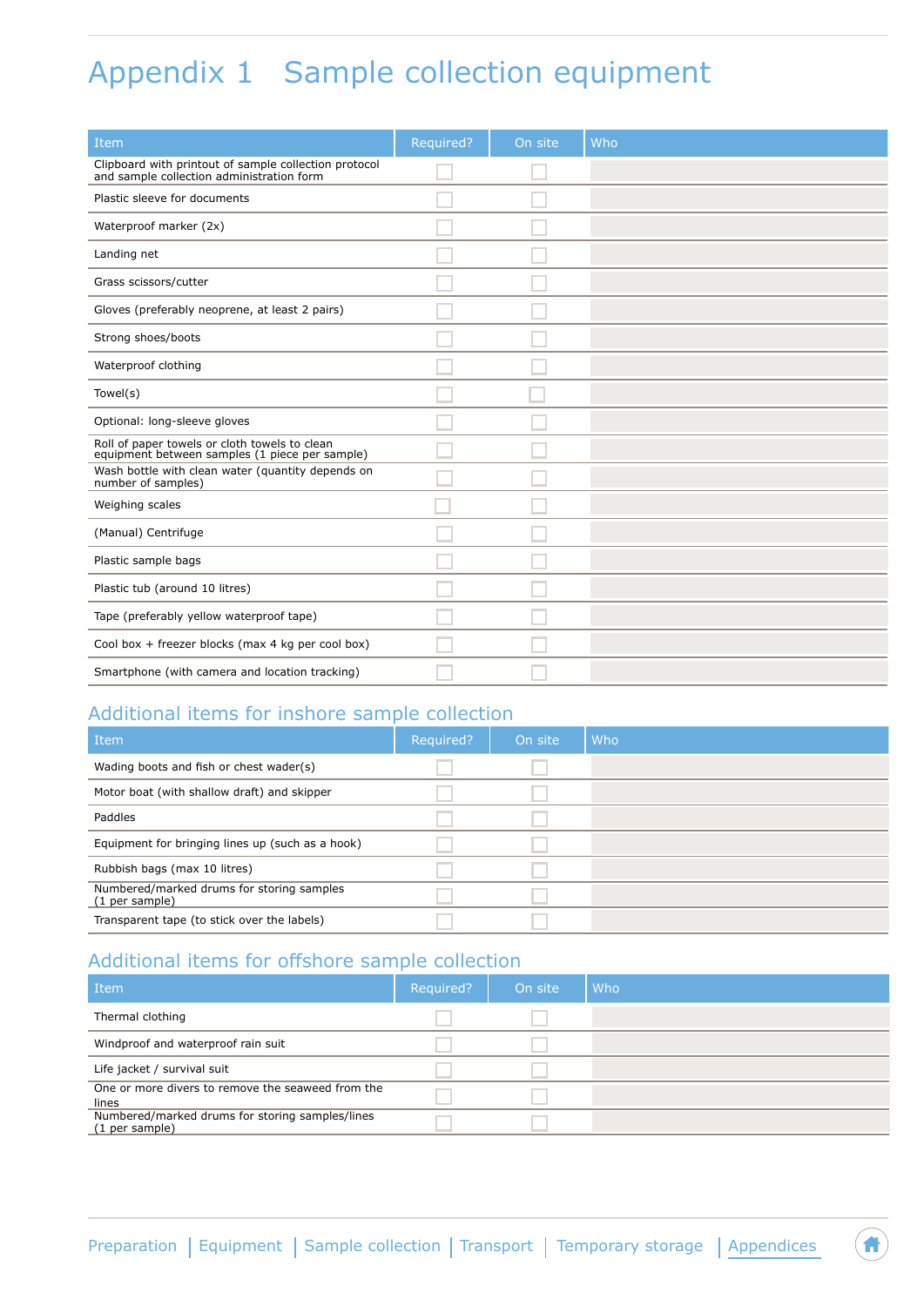# Appendix 1 Sample collection equipment

| Item | Required? | On site | Who |
|---|---|---|---|
| Clipboard with printout of sample collection protocol and sample collection administration form | ☐ | ☐ | |
| Plastic sleeve for documents | ☐ | ☐ | |
| Waterproof marker (2x) | ☐ | ☐ | |
| Landing net | ☐ | ☐ | |
| Grass scissors/cutter | ☐ | ☐ | |
| Gloves (preferably neoprene, at least 2 pairs) | ☐ | ☐ | |
| Strong shoes/boots | ☐ | ☐ | |
| Waterproof clothing | ☐ | ☐ | |
| Towel(s) | ☐ | ☐ | |
| Optional: long-sleeve gloves | ☐ | ☐ | |
| Roll of paper towels or cloth towels to clean equipment between samples (1 piece per sample) | ☐ | ☐ | |
| Wash bottle with clean water (quantity depends on number of samples) | ☐ | ☐ | |
| Weighing scales | ☐ | ☐ | |
| (Manual) Centrifuge | ☐ | ☐ | |
| Plastic sample bags | ☐ | ☐ | |
| Plastic tub (around 10 litres) | ☐ | ☐ | |
| Tape (preferably yellow waterproof tape) | ☐ | ☐ | |
| Cool box + freezer blocks (max 4 kg per cool box) | ☐ | ☐ | |
| Smartphone (with camera and location tracking) | ☐ | ☐ | |

## Additional items for inshore sample collection

| Item | Required? | On site | Who |
|---|---|---|---|
| Wading boots and fish or chest wader(s) | ☐ | ☐ | |
| Motor boat (with shallow draft) and skipper | ☐ | ☐ | |
| Paddles | ☐ | ☐ | |
| Equipment for bringing lines up (such as a hook) | ☐ | ☐ | |
| Rubbish bags (max 10 litres) | ☐ | ☐ | |
| Numbered/marked drums for storing samples (1 per sample) | ☐ | ☐ | |
| Transparent tape (to stick over the labels) | ☐ | ☐ | |

## Additional items for offshore sample collection

| Item | Required? | On site | Who |
|---|---|---|---|
| Thermal clothing | ☐ | ☐ | |
| Windproof and waterproof rain suit | ☐ | ☐ | |
| Life jacket / survival suit | ☐ | ☐ | |
| One or more divers to remove the seaweed from the lines | ☐ | ☐ | |
| Numbered/marked drums for storing samples/lines (1 per sample) | ☐ | ☐ | |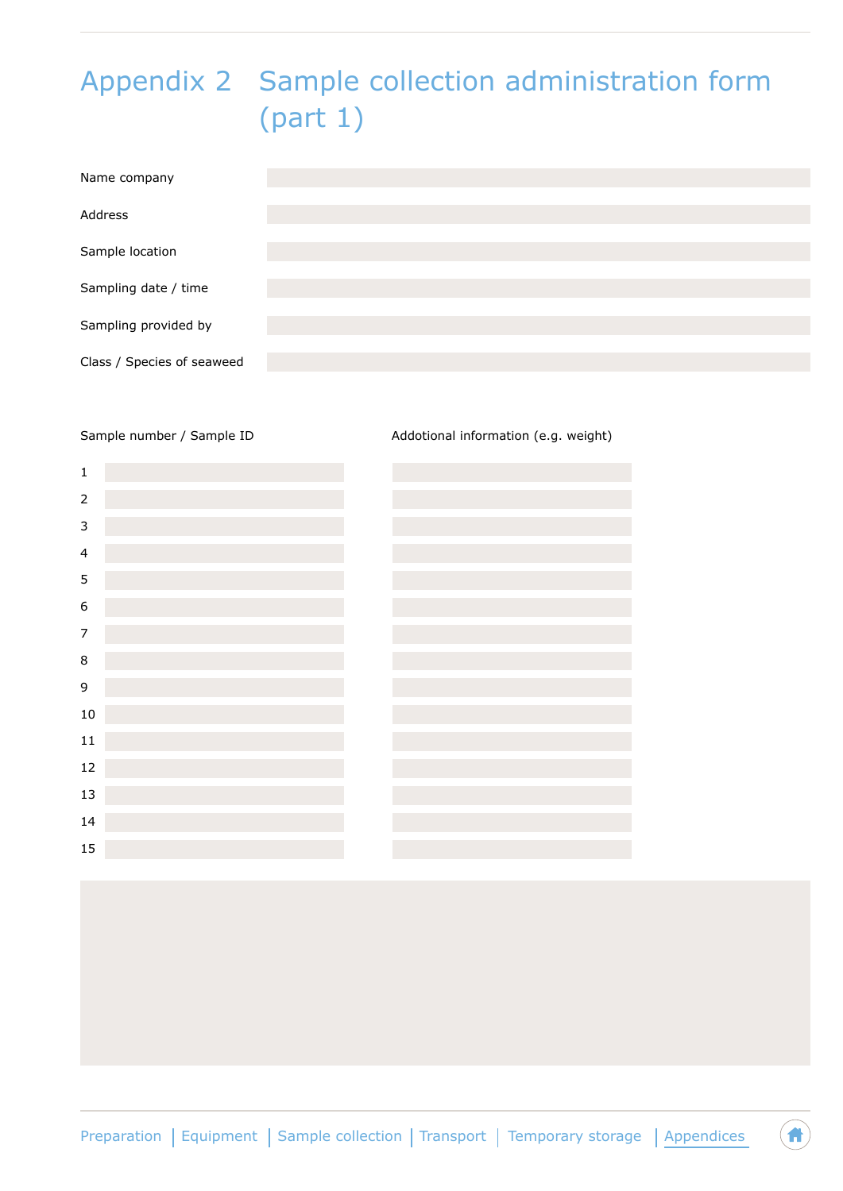# Appendix 2 Sample collection administration form (part 1)

| | |
|---|---|
| Name company | |
| Address | |
| Sample location | |
| Sampling date / time | |
| Sampling provided by | |
| Class / Species of seaweed | |

| | Sample number / Sample ID | Addotional information (e.g. weight) |
|---|---|---|
| 1 | | |
| 2 | | |
| 3 | | |
| 4 | | |
| 5 | | |
| 6 | | |
| 7 | | |
| 8 | | |
| 9 | | |
| 10 | | |
| 11 | | |
| 12 | | |
| 13 | | |
| 14 | | |
| 15 | | |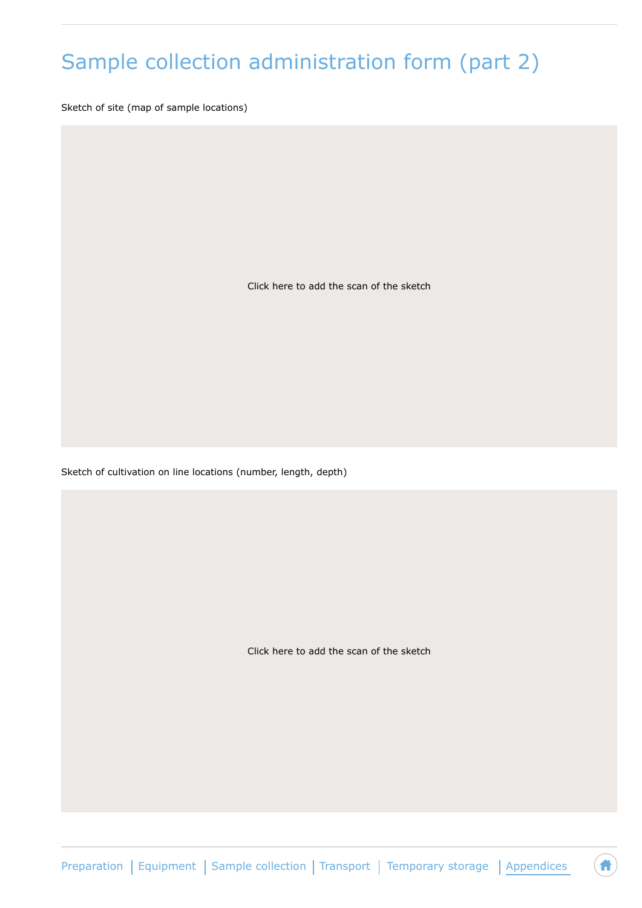# Sample collection administration form (part 2)

Sketch of site (map of sample locations)

Click here to add the scan of the sketch

Sketch of cultivation on line locations (number, length, depth)

Click here to add the scan of the sketch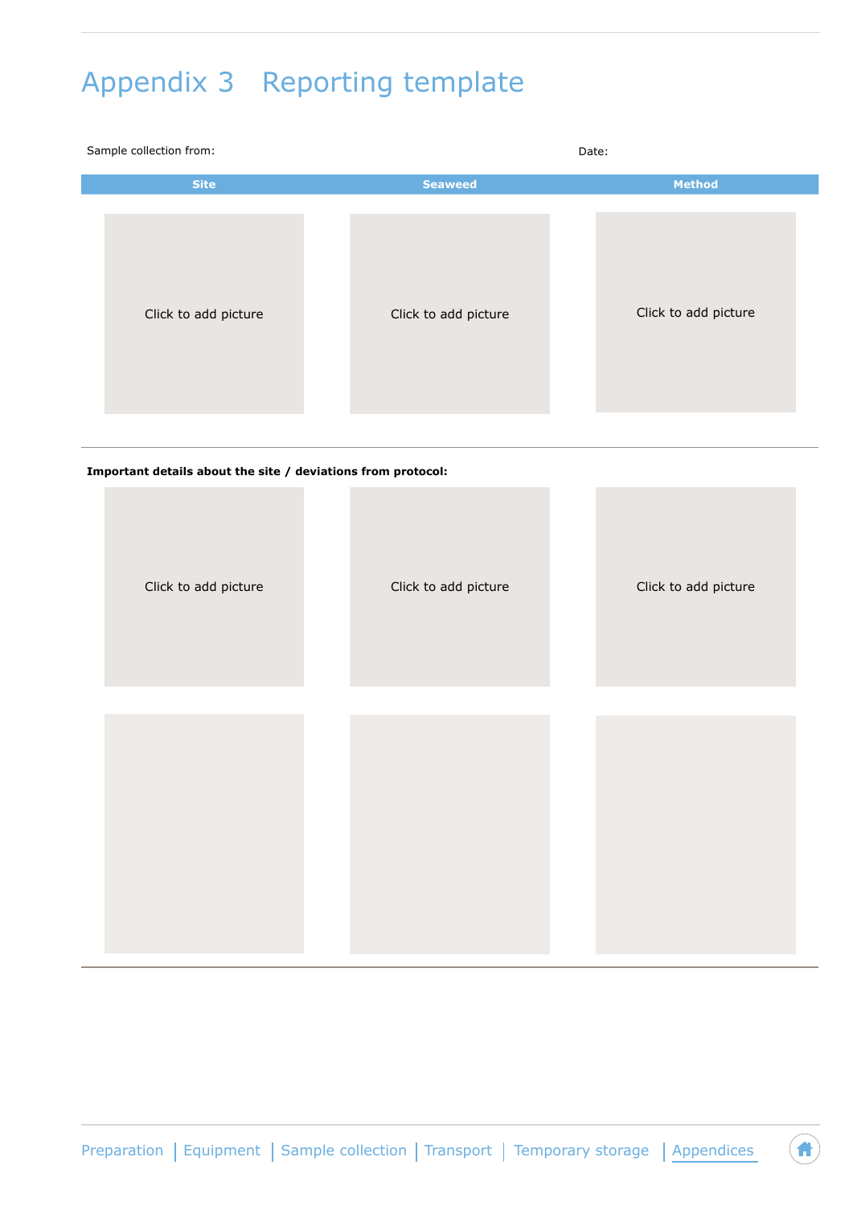# Appendix 3 Reporting template

Sample collection from: Date:

| Site | Seaweed | Method |
|---|---|---|
| Click to add picture | Click to add picture | Click to add picture |

**Important details about the site / deviations from protocol:**

| | | |
|---|---|---|
| Click to add picture | Click to add picture | Click to add picture |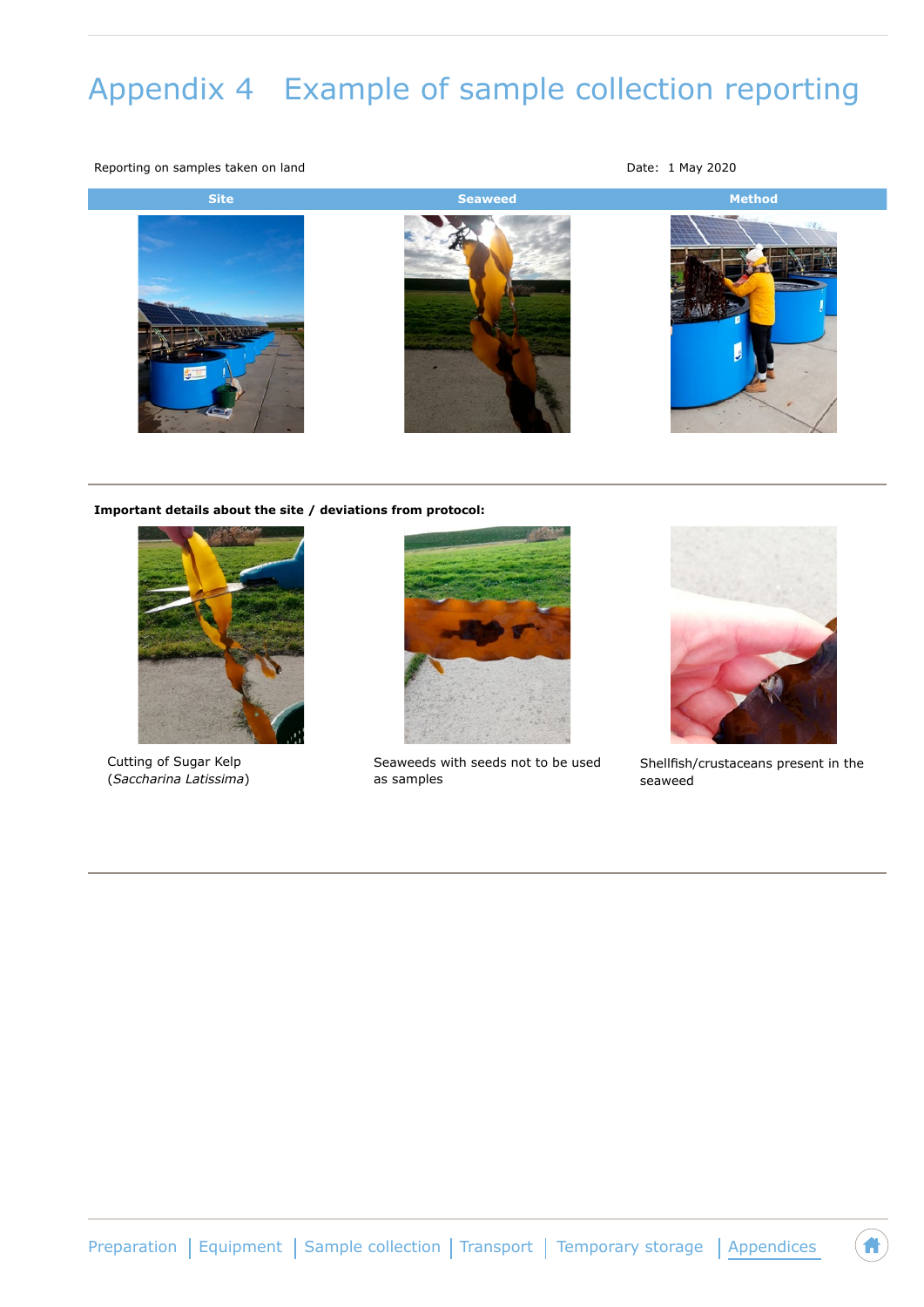# Appendix 4 Example of sample collection reporting

Reporting on samples taken on land

Date: 1 May 2020

| Site | Seaweed | Method |
|---|---|---|
| | | |

**Important details about the site / deviations from protocol:**

Cutting of Sugar Kelp (*Saccharina Latissima*)

Seaweeds with seeds not to be used as samples

Shellfish/crustaceans present in the seaweed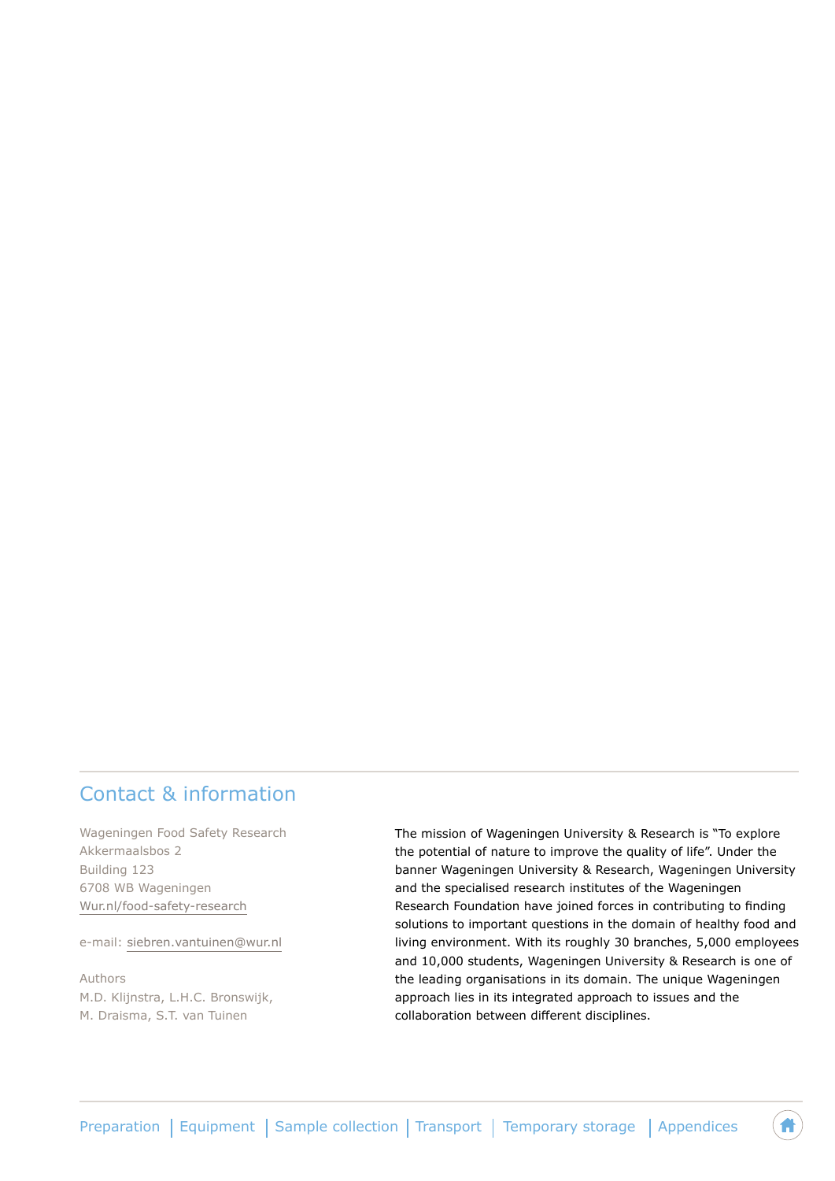## Contact & information

Wageningen Food Safety Research
Akkermaalsbos 2
Building 123
6708 WB Wageningen
Wur.nl/food-safety-research

e-mail: siebren.vantuinen@wur.nl

Authors
M.D. Klijnstra, L.H.C. Bronswijk,
M. Draisma, S.T. van Tuinen

The mission of Wageningen University & Research is "To explore the potential of nature to improve the quality of life". Under the banner Wageningen University & Research, Wageningen University and the specialised research institutes of the Wageningen Research Foundation have joined forces in contributing to finding solutions to important questions in the domain of healthy food and living environment. With its roughly 30 branches, 5,000 employees and 10,000 students, Wageningen University & Research is one of the leading organisations in its domain. The unique Wageningen approach lies in its integrated approach to issues and the collaboration between different disciplines.